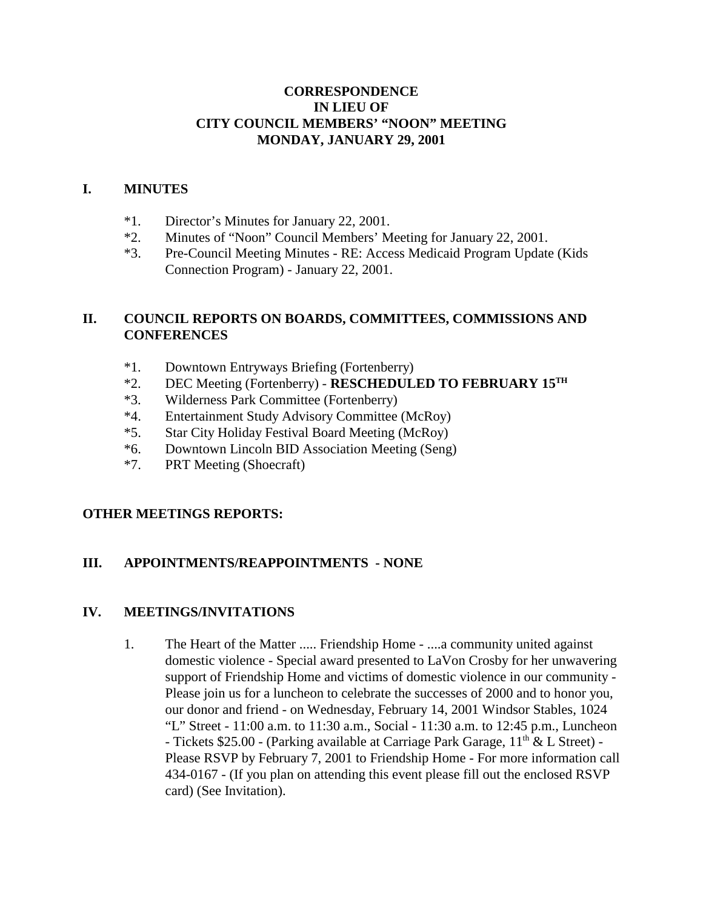# CORRESPONDENCE
# IN LIEU OF
# CITY COUNCIL MEMBERS' "NOON" MEETING
# MONDAY, JANUARY 29, 2001

## I. MINUTES

*1. Director's Minutes for January 22, 2001.
*2. Minutes of "Noon" Council Members' Meeting for January 22, 2001.
*3. Pre-Council Meeting Minutes - RE: Access Medicaid Program Update (Kids Connection Program) - January 22, 2001.

## II. COUNCIL REPORTS ON BOARDS, COMMITTEES, COMMISSIONS AND CONFERENCES

*1. Downtown Entryways Briefing (Fortenberry)
*2. DEC Meeting (Fortenberry) - **RESCHEDULED TO FEBRUARY 15TH**
*3. Wilderness Park Committee (Fortenberry)
*4. Entertainment Study Advisory Committee (McRoy)
*5. Star City Holiday Festival Board Meeting (McRoy)
*6. Downtown Lincoln BID Association Meeting (Seng)
*7. PRT Meeting (Shoecraft)

## OTHER MEETINGS REPORTS:

## III. APPOINTMENTS/REAPPOINTMENTS - NONE

## IV. MEETINGS/INVITATIONS

1. The Heart of the Matter ..... Friendship Home - ....a community united against domestic violence - Special award presented to LaVon Crosby for her unwavering support of Friendship Home and victims of domestic violence in our community - Please join us for a luncheon to celebrate the successes of 2000 and to honor you, our donor and friend - on Wednesday, February 14, 2001 Windsor Stables, 1024 "L" Street - 11:00 a.m. to 11:30 a.m., Social - 11:30 a.m. to 12:45 p.m., Luncheon - Tickets $25.00 - (Parking available at Carriage Park Garage, 11th & L Street) - Please RSVP by February 7, 2001 to Friendship Home - For more information call 434-0167 - (If you plan on attending this event please fill out the enclosed RSVP card) (See Invitation).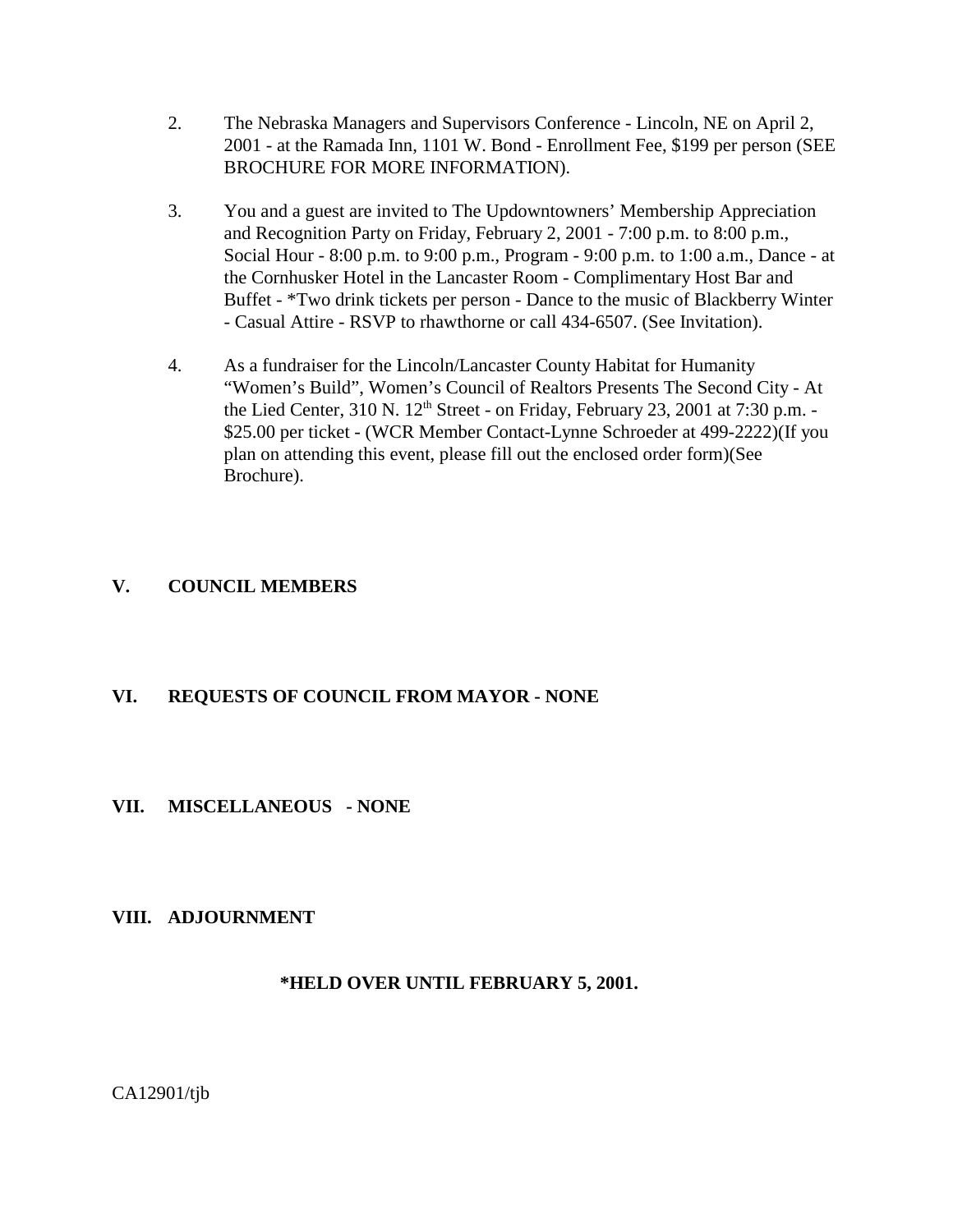2. The Nebraska Managers and Supervisors Conference - Lincoln, NE on April 2, 2001 - at the Ramada Inn, 1101 W. Bond - Enrollment Fee, $199 per person (SEE BROCHURE FOR MORE INFORMATION).

3. You and a guest are invited to The Updowntowners' Membership Appreciation and Recognition Party on Friday, February 2, 2001 - 7:00 p.m. to 8:00 p.m., Social Hour - 8:00 p.m. to 9:00 p.m., Program - 9:00 p.m. to 1:00 a.m., Dance - at the Cornhusker Hotel in the Lancaster Room - Complimentary Host Bar and Buffet - *Two drink tickets per person - Dance to the music of Blackberry Winter - Casual Attire - RSVP to rhawthorne or call 434-6507. (See Invitation).

4. As a fundraiser for the Lincoln/Lancaster County Habitat for Humanity "Women's Build", Women's Council of Realtors Presents The Second City - At the Lied Center, 310 N. 12th Street - on Friday, February 23, 2001 at 7:30 p.m. - $25.00 per ticket - (WCR Member Contact-Lynne Schroeder at 499-2222)(If you plan on attending this event, please fill out the enclosed order form)(See Brochure).

## V. COUNCIL MEMBERS

## VI. REQUESTS OF COUNCIL FROM MAYOR - NONE

## VII. MISCELLANEOUS - NONE

## VIII. ADJOURNMENT

**\*HELD OVER UNTIL FEBRUARY 5, 2001.**

CA12901/tjb